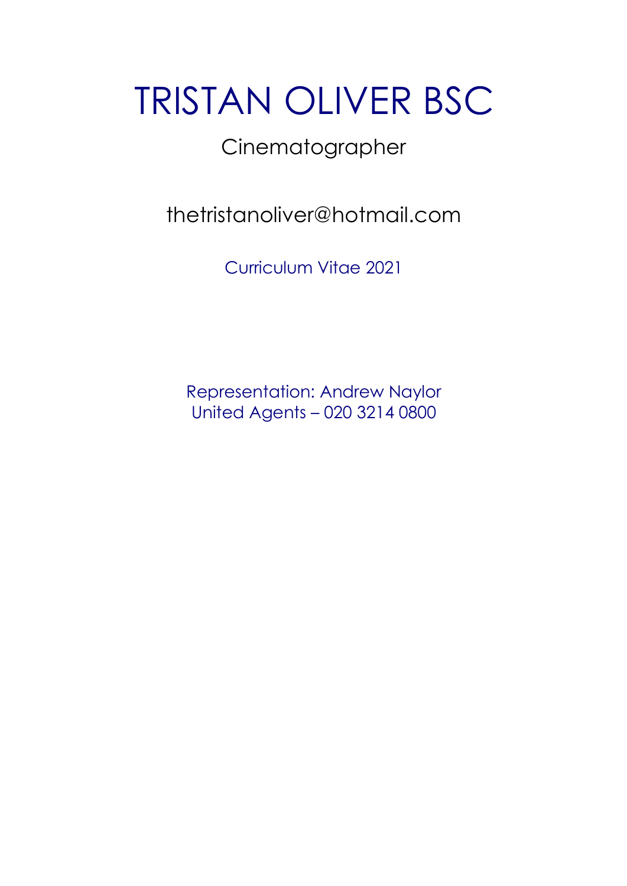# TRISTAN OLIVER BSC

## Cinematographer

thetristanoliver@hotmail.com

Curriculum Vitae 2021

Representation: Andrew Naylor
United Agents – 020 3214 0800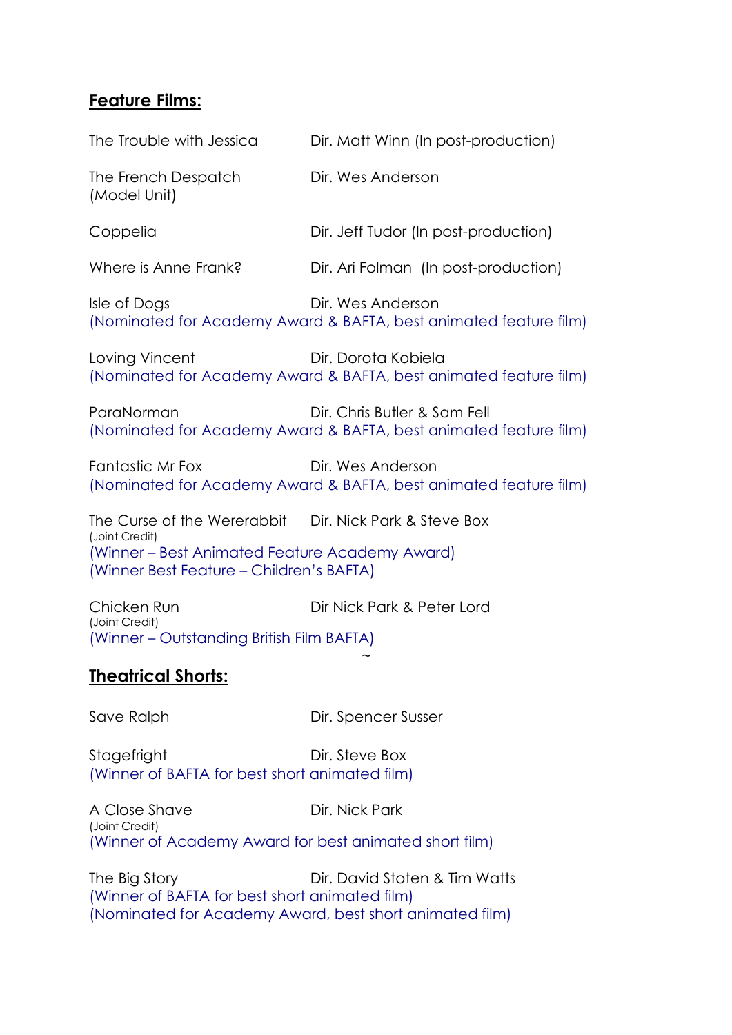## **Feature Films:**

The Trouble with Jessica — Dir. Matt Winn (In post-production)

The French Despatch (Model Unit) — Dir. Wes Anderson

Coppelia — Dir. Jeff Tudor (In post-production)

Where is Anne Frank? — Dir. Ari Folman (In post-production)

Isle of Dogs — Dir. Wes Anderson
(Nominated for Academy Award & BAFTA, best animated feature film)

Loving Vincent — Dir. Dorota Kobiela
(Nominated for Academy Award & BAFTA, best animated feature film)

ParaNorman — Dir. Chris Butler & Sam Fell
(Nominated for Academy Award & BAFTA, best animated feature film)

Fantastic Mr Fox — Dir. Wes Anderson
(Nominated for Academy Award & BAFTA, best animated feature film)

The Curse of the Wererabbit (Joint Credit) — Dir. Nick Park & Steve Box
(Winner – Best Animated Feature Academy Award)
(Winner Best Feature – Children's BAFTA)

Chicken Run (Joint Credit) — Dir Nick Park & Peter Lord
(Winner – Outstanding British Film BAFTA)

~

## **Theatrical Shorts:**

Save Ralph — Dir. Spencer Susser

Stagefright — Dir. Steve Box
(Winner of BAFTA for best short animated film)

A Close Shave (Joint Credit) — Dir. Nick Park
(Winner of Academy Award for best animated short film)

The Big Story — Dir. David Stoten & Tim Watts
(Winner of BAFTA for best short animated film)
(Nominated for Academy Award, best short animated film)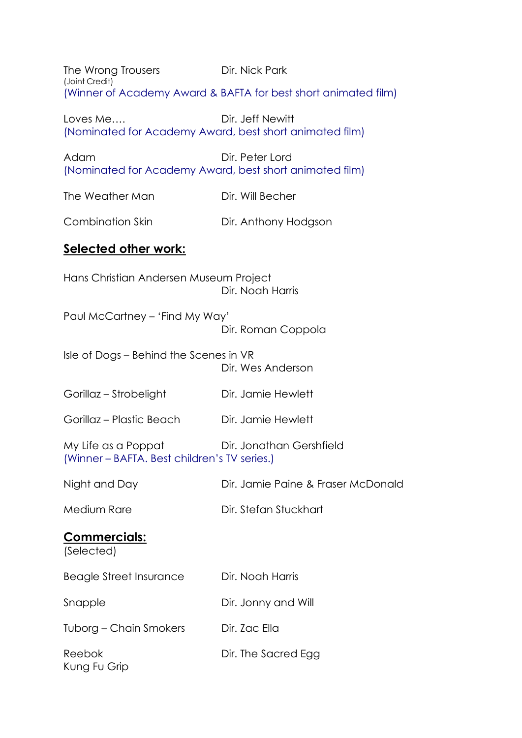The Wrong Trousers Dir. Nick Park
(Joint Credit)
(Winner of Academy Award & BAFTA for best short animated film)

Loves Me…. Dir. Jeff Newitt
(Nominated for Academy Award, best short animated film)

Adam Dir. Peter Lord
(Nominated for Academy Award, best short animated film)

The Weather Man Dir. Will Becher

Combination Skin Dir. Anthony Hodgson

## **Selected other work:**

Hans Christian Andersen Museum Project
Dir. Noah Harris

Paul McCartney – 'Find My Way'
Dir. Roman Coppola

Isle of Dogs – Behind the Scenes in VR
Dir. Wes Anderson

Gorillaz – Strobelight Dir. Jamie Hewlett

Gorillaz – Plastic Beach Dir. Jamie Hewlett

My Life as a Poppat Dir. Jonathan Gershfield
(Winner – BAFTA. Best children's TV series.)

Night and Day Dir. Jamie Paine & Fraser McDonald

Medium Rare Dir. Stefan Stuckhart

## **Commercials:**
(Selected)

Beagle Street Insurance Dir. Noah Harris

Snapple Dir. Jonny and Will

Tuborg – Chain Smokers Dir. Zac Ella

Reebok Dir. The Sacred Egg
Kung Fu Grip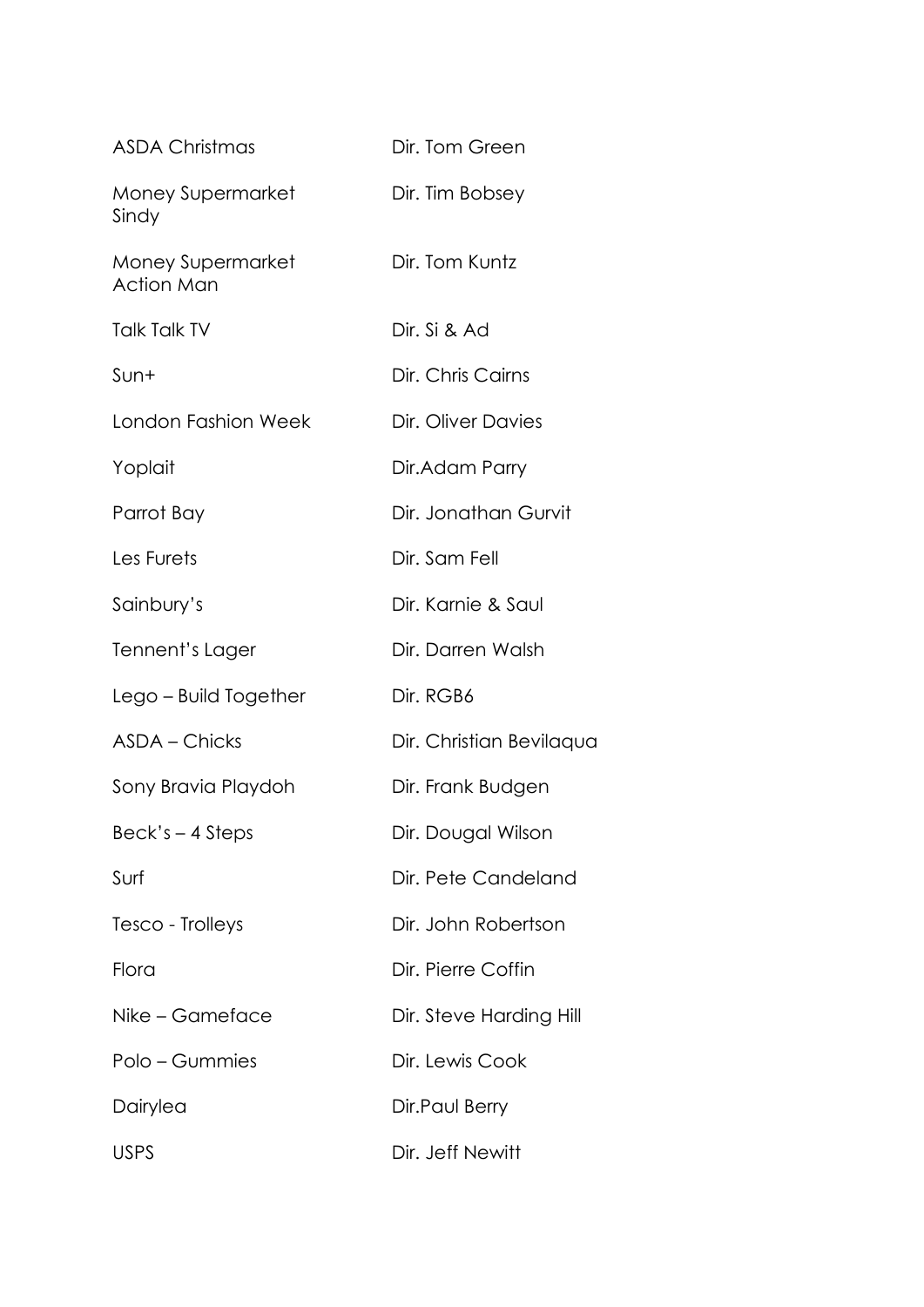| | |
|---|---|
| ASDA Christmas | Dir. Tom Green |
| Money Supermarket Sindy | Dir. Tim Bobsey |
| Money Supermarket Action Man | Dir. Tom Kuntz |
| Talk Talk TV | Dir. Si & Ad |
| Sun+ | Dir. Chris Cairns |
| London Fashion Week | Dir. Oliver Davies |
| Yoplait | Dir.Adam Parry |
| Parrot Bay | Dir. Jonathan Gurvit |
| Les Furets | Dir. Sam Fell |
| Sainbury's | Dir. Karnie & Saul |
| Tennent's Lager | Dir. Darren Walsh |
| Lego – Build Together | Dir. RGB6 |
| ASDA – Chicks | Dir. Christian Bevilaqua |
| Sony Bravia Playdoh | Dir. Frank Budgen |
| Beck's – 4 Steps | Dir. Dougal Wilson |
| Surf | Dir. Pete Candeland |
| Tesco - Trolleys | Dir. John Robertson |
| Flora | Dir. Pierre Coffin |
| Nike – Gameface | Dir. Steve Harding Hill |
| Polo – Gummies | Dir. Lewis Cook |
| Dairylea | Dir.Paul Berry |
| USPS | Dir. Jeff Newitt |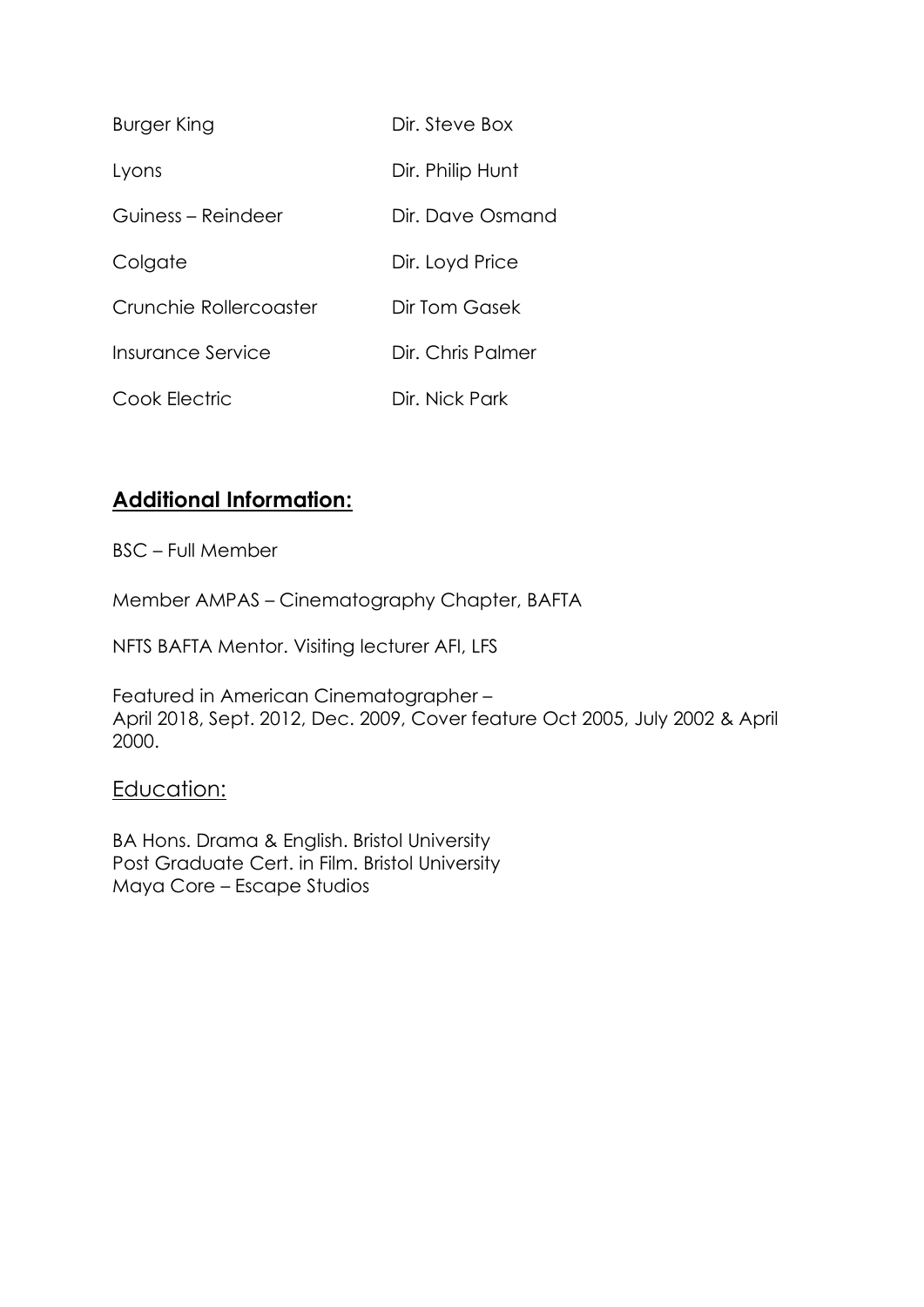| | |
|---|---|
| Burger King | Dir. Steve Box |
| Lyons | Dir. Philip Hunt |
| Guiness – Reindeer | Dir. Dave Osmand |
| Colgate | Dir. Loyd Price |
| Crunchie Rollercoaster | Dir Tom Gasek |
| Insurance Service | Dir. Chris Palmer |
| Cook Electric | Dir. Nick Park |

## **Additional Information:**

BSC – Full Member

Member AMPAS – Cinematography Chapter, BAFTA

NFTS BAFTA Mentor. Visiting lecturer AFI, LFS

Featured in American Cinematographer –
April 2018, Sept. 2012, Dec. 2009, Cover feature Oct 2005, July 2002 & April 2000.

## Education:

BA Hons. Drama & English. Bristol University
Post Graduate Cert. in Film. Bristol University
Maya Core – Escape Studios